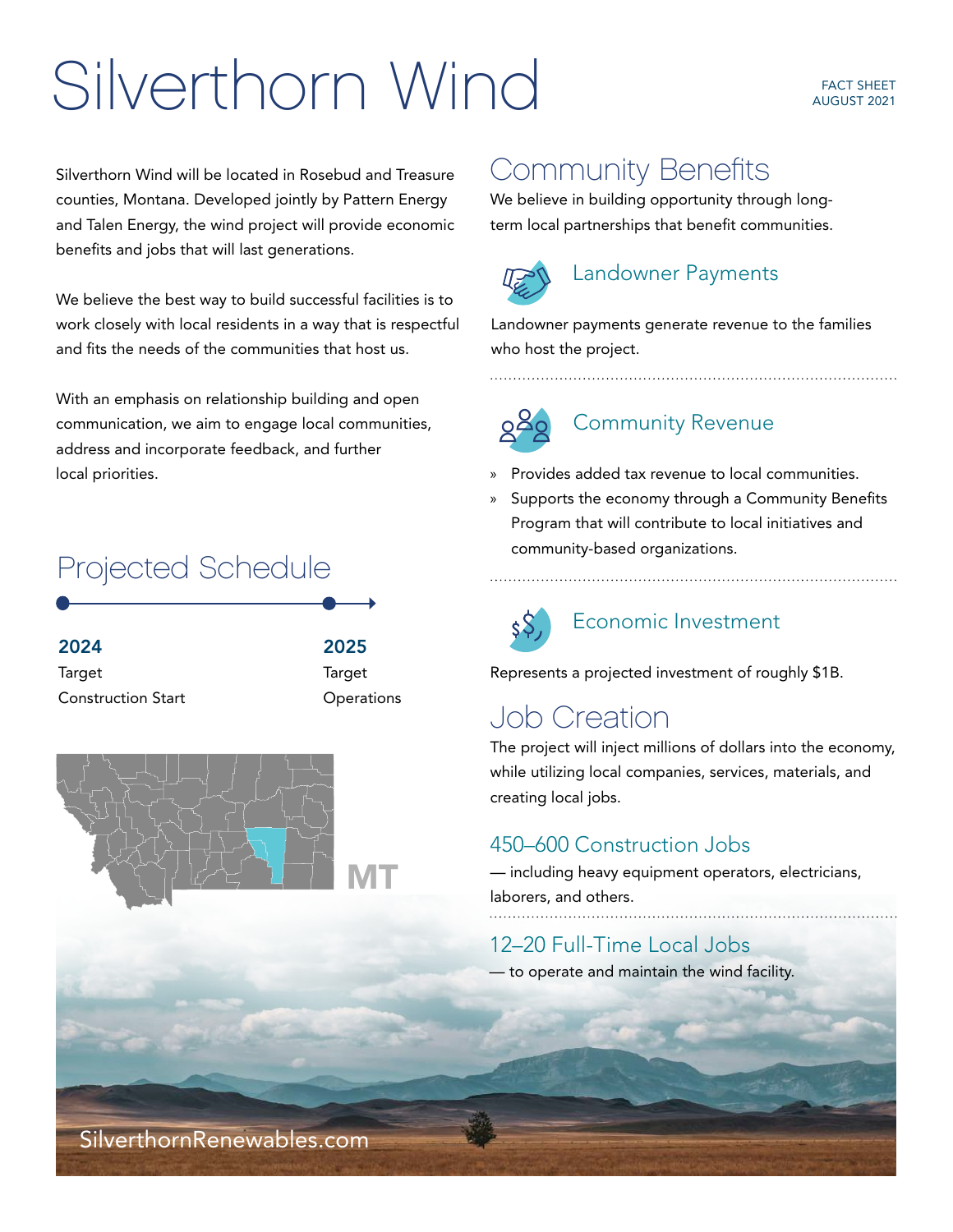# Silverthorn Wind

FACT SHEET
AUGUST 2021

Silverthorn Wind will be located in Rosebud and Treasure counties, Montana. Developed jointly by Pattern Energy and Talen Energy, the wind project will provide economic benefits and jobs that will last generations.

We believe the best way to build successful facilities is to work closely with local residents in a way that is respectful and fits the needs of the communities that host us.

With an emphasis on relationship building and open communication, we aim to engage local communities, address and incorporate feedback, and further local priorities.

## Projected Schedule

**2024**
Target
Construction Start

**2025**
Target
Operations

MT

SilverthornRenewables.com

## Community Benefits

We believe in building opportunity through long-term local partnerships that benefit communities.

### Landowner Payments

Landowner payments generate revenue to the families who host the project.

### Community Revenue

- Provides added tax revenue to local communities.
- Supports the economy through a Community Benefits Program that will contribute to local initiatives and community-based organizations.

### Economic Investment

Represents a projected investment of roughly $1B.

## Job Creation

The project will inject millions of dollars into the economy, while utilizing local companies, services, materials, and creating local jobs.

### 450–600 Construction Jobs

— including heavy equipment operators, electricians, laborers, and others.

### 12–20 Full-Time Local Jobs

— to operate and maintain the wind facility.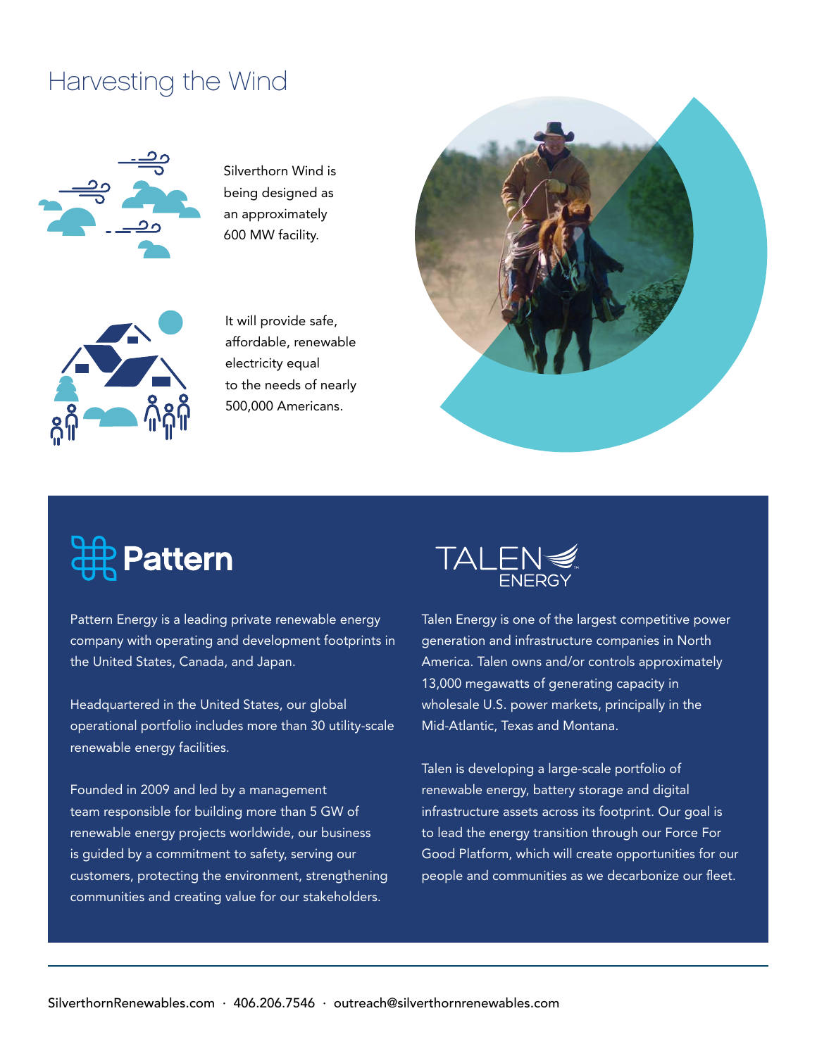# Harvesting the Wind

Silverthorn Wind is being designed as an approximately 600 MW facility.

It will provide safe, affordable, renewable electricity equal to the needs of nearly 500,000 Americans.

## Pattern

Pattern Energy is a leading private renewable energy company with operating and development footprints in the United States, Canada, and Japan.

Headquartered in the United States, our global operational portfolio includes more than 30 utility-scale renewable energy facilities.

Founded in 2009 and led by a management team responsible for building more than 5 GW of renewable energy projects worldwide, our business is guided by a commitment to safety, serving our customers, protecting the environment, strengthening communities and creating value for our stakeholders.

## TALEN ENERGY

Talen Energy is one of the largest competitive power generation and infrastructure companies in North America. Talen owns and/or controls approximately 13,000 megawatts of generating capacity in wholesale U.S. power markets, principally in the Mid-Atlantic, Texas and Montana.

Talen is developing a large-scale portfolio of renewable energy, battery storage and digital infrastructure assets across its footprint. Our goal is to lead the energy transition through our Force For Good Platform, which will create opportunities for our people and communities as we decarbonize our fleet.

SilverthornRenewables.com · 406.206.7546 · outreach@silverthornrenewables.com